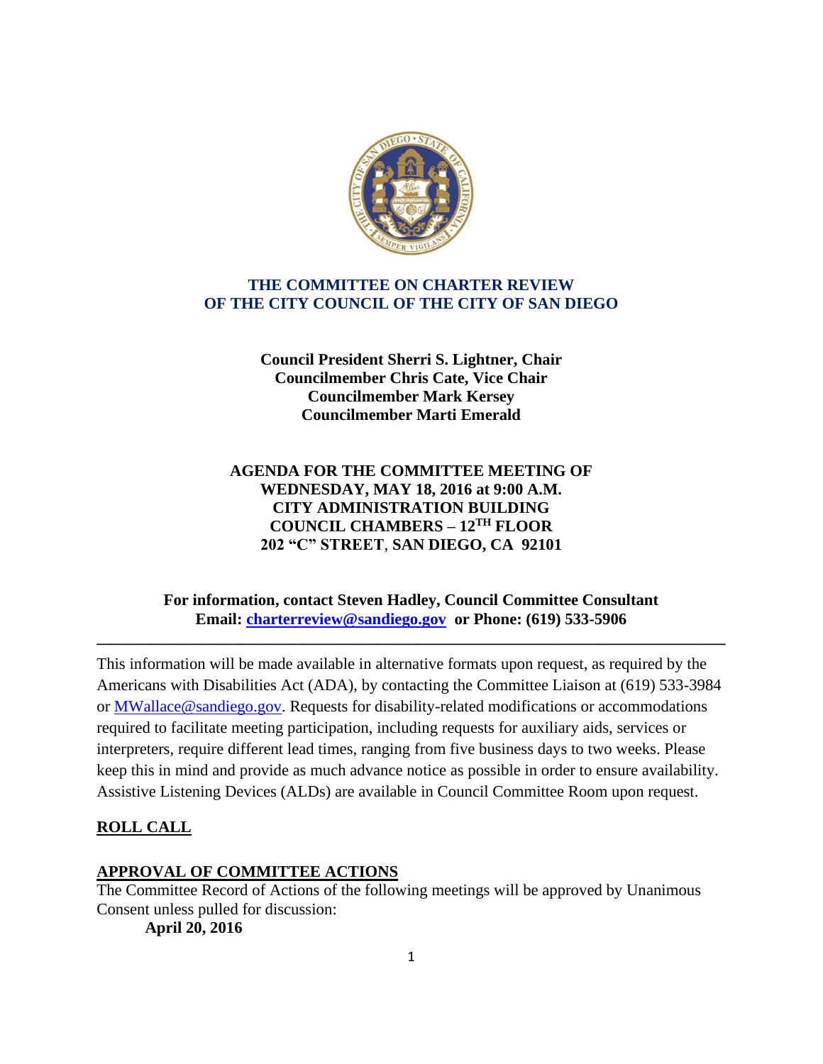# THE COMMITTEE ON CHARTER REVIEW OF THE CITY COUNCIL OF THE CITY OF SAN DIEGO

**Council President Sherri S. Lightner, Chair**
**Councilmember Chris Cate, Vice Chair**
**Councilmember Mark Kersey**
**Councilmember Marti Emerald**

**AGENDA FOR THE COMMITTEE MEETING OF**
**WEDNESDAY, MAY 18, 2016 at 9:00 A.M.**
**CITY ADMINISTRATION BUILDING**
**COUNCIL CHAMBERS – 12TH FLOOR**
**202 "C" STREET, SAN DIEGO, CA 92101**

**For information, contact Steven Hadley, Council Committee Consultant**
**Email: charterreview@sandiego.gov or Phone: (619) 533-5906**

---

This information will be made available in alternative formats upon request, as required by the Americans with Disabilities Act (ADA), by contacting the Committee Liaison at (619) 533-3984 or MWallace@sandiego.gov. Requests for disability-related modifications or accommodations required to facilitate meeting participation, including requests for auxiliary aids, services or interpreters, require different lead times, ranging from five business days to two weeks. Please keep this in mind and provide as much advance notice as possible in order to ensure availability. Assistive Listening Devices (ALDs) are available in Council Committee Room upon request.

## ROLL CALL

## APPROVAL OF COMMITTEE ACTIONS

The Committee Record of Actions of the following meetings will be approved by Unanimous Consent unless pulled for discussion:

**April 20, 2016**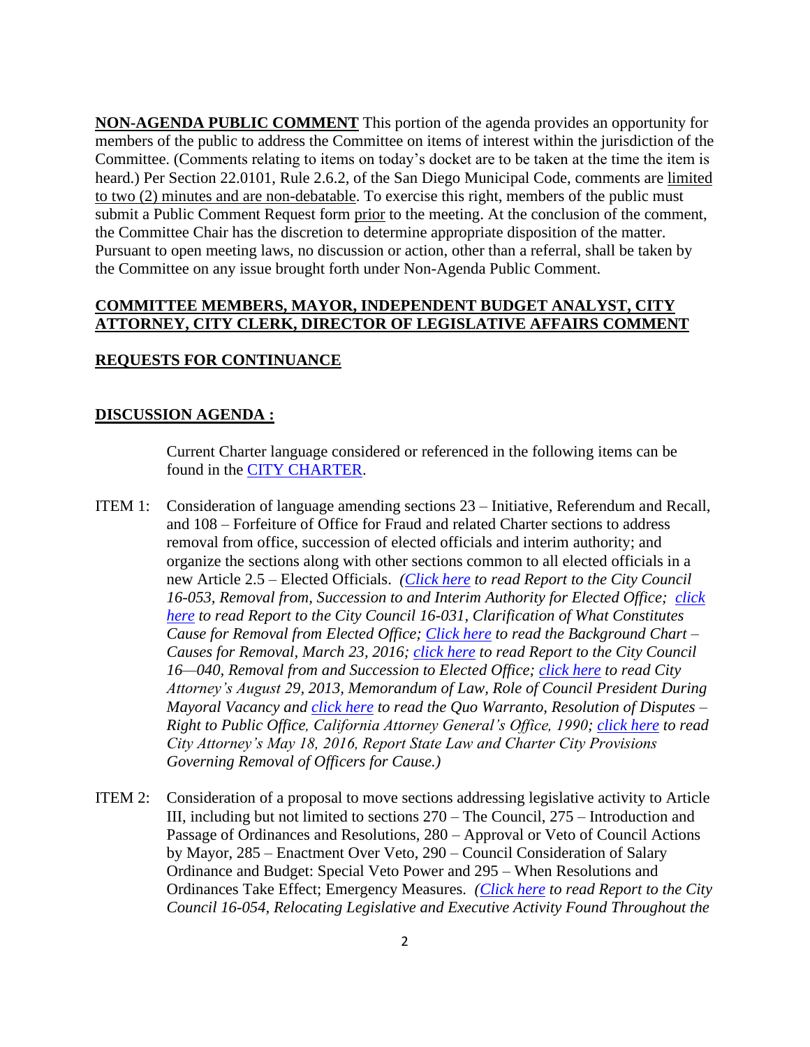**NON-AGENDA PUBLIC COMMENT** This portion of the agenda provides an opportunity for members of the public to address the Committee on items of interest within the jurisdiction of the Committee. (Comments relating to items on today's docket are to be taken at the time the item is heard.) Per Section 22.0101, Rule 2.6.2, of the San Diego Municipal Code, comments are limited to two (2) minutes and are non-debatable. To exercise this right, members of the public must submit a Public Comment Request form prior to the meeting. At the conclusion of the comment, the Committee Chair has the discretion to determine appropriate disposition of the matter. Pursuant to open meeting laws, no discussion or action, other than a referral, shall be taken by the Committee on any issue brought forth under Non-Agenda Public Comment.

**COMMITTEE MEMBERS, MAYOR, INDEPENDENT BUDGET ANALYST, CITY ATTORNEY, CITY CLERK, DIRECTOR OF LEGISLATIVE AFFAIRS COMMENT**

**REQUESTS FOR CONTINUANCE**

**DISCUSSION AGENDA :**

Current Charter language considered or referenced in the following items can be found in the CITY CHARTER.

ITEM 1: Consideration of language amending sections 23 – Initiative, Referendum and Recall, and 108 – Forfeiture of Office for Fraud and related Charter sections to address removal from office, succession of elected officials and interim authority; and organize the sections along with other sections common to all elected officials in a new Article 2.5 – Elected Officials. *(Click here to read Report to the City Council 16-053, Removal from, Succession to and Interim Authority for Elected Office; click here to read Report to the City Council 16-031, Clarification of What Constitutes Cause for Removal from Elected Office; Click here to read the Background Chart – Causes for Removal, March 23, 2016; click here to read Report to the City Council 16—040, Removal from and Succession to Elected Office; click here to read City Attorney's August 29, 2013, Memorandum of Law, Role of Council President During Mayoral Vacancy and click here to read the Quo Warranto, Resolution of Disputes – Right to Public Office, California Attorney General's Office, 1990; click here to read City Attorney's May 18, 2016, Report State Law and Charter City Provisions Governing Removal of Officers for Cause.)*

ITEM 2: Consideration of a proposal to move sections addressing legislative activity to Article III, including but not limited to sections 270 – The Council, 275 – Introduction and Passage of Ordinances and Resolutions, 280 – Approval or Veto of Council Actions by Mayor, 285 – Enactment Over Veto, 290 – Council Consideration of Salary Ordinance and Budget: Special Veto Power and 295 – When Resolutions and Ordinances Take Effect; Emergency Measures. *(Click here to read Report to the City Council 16-054, Relocating Legislative and Executive Activity Found Throughout the*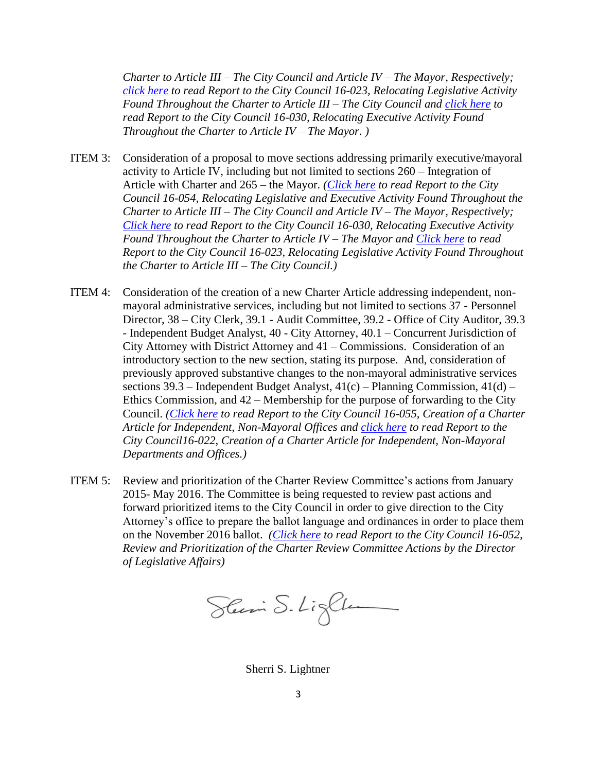*Charter to Article III – The City Council and Article IV – The Mayor, Respectively; click here to read Report to the City Council 16-023, Relocating Legislative Activity Found Throughout the Charter to Article III – The City Council and click here to read Report to the City Council 16-030, Relocating Executive Activity Found Throughout the Charter to Article IV – The Mayor. )*

ITEM 3: Consideration of a proposal to move sections addressing primarily executive/mayoral activity to Article IV, including but not limited to sections 260 – Integration of Article with Charter and 265 – the Mayor. *(Click here to read Report to the City Council 16-054, Relocating Legislative and Executive Activity Found Throughout the Charter to Article III – The City Council and Article IV – The Mayor, Respectively; Click here to read Report to the City Council 16-030, Relocating Executive Activity Found Throughout the Charter to Article IV – The Mayor and Click here to read Report to the City Council 16-023, Relocating Legislative Activity Found Throughout the Charter to Article III – The City Council.)*

ITEM 4: Consideration of the creation of a new Charter Article addressing independent, non-mayoral administrative services, including but not limited to sections 37 - Personnel Director, 38 – City Clerk, 39.1 - Audit Committee, 39.2 - Office of City Auditor, 39.3 - Independent Budget Analyst, 40 - City Attorney, 40.1 – Concurrent Jurisdiction of City Attorney with District Attorney and 41 – Commissions. Consideration of an introductory section to the new section, stating its purpose. And, consideration of previously approved substantive changes to the non-mayoral administrative services sections 39.3 – Independent Budget Analyst, 41(c) – Planning Commission, 41(d) – Ethics Commission, and 42 – Membership for the purpose of forwarding to the City Council. *(Click here to read Report to the City Council 16-055, Creation of a Charter Article for Independent, Non-Mayoral Offices and click here to read Report to the City Council16-022, Creation of a Charter Article for Independent, Non-Mayoral Departments and Offices.)*

ITEM 5: Review and prioritization of the Charter Review Committee's actions from January 2015- May 2016. The Committee is being requested to review past actions and forward prioritized items to the City Council in order to give direction to the City Attorney's office to prepare the ballot language and ordinances in order to place them on the November 2016 ballot. *(Click here to read Report to the City Council 16-052, Review and Prioritization of the Charter Review Committee Actions by the Director of Legislative Affairs)*

Sherri S. Lightner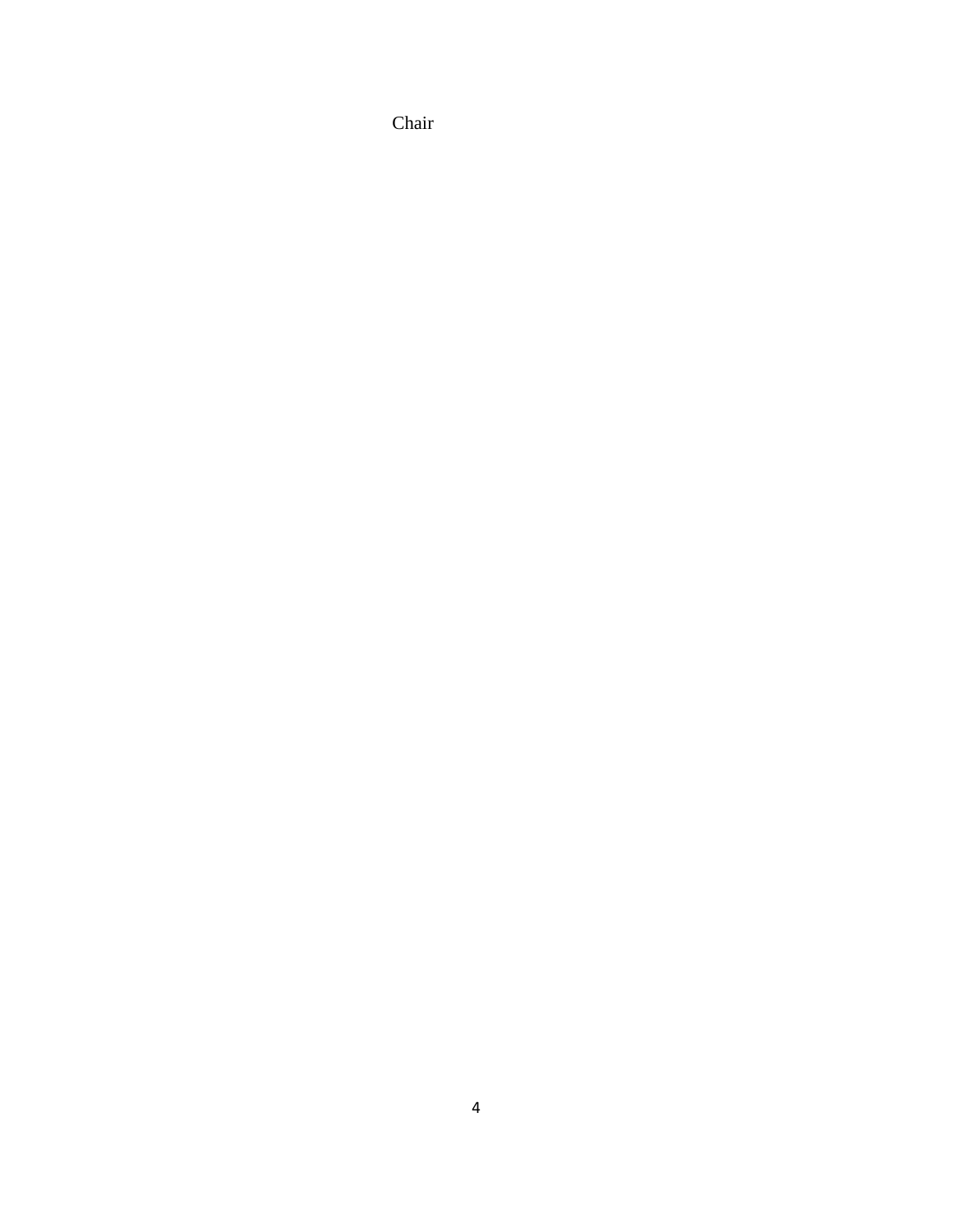Chair